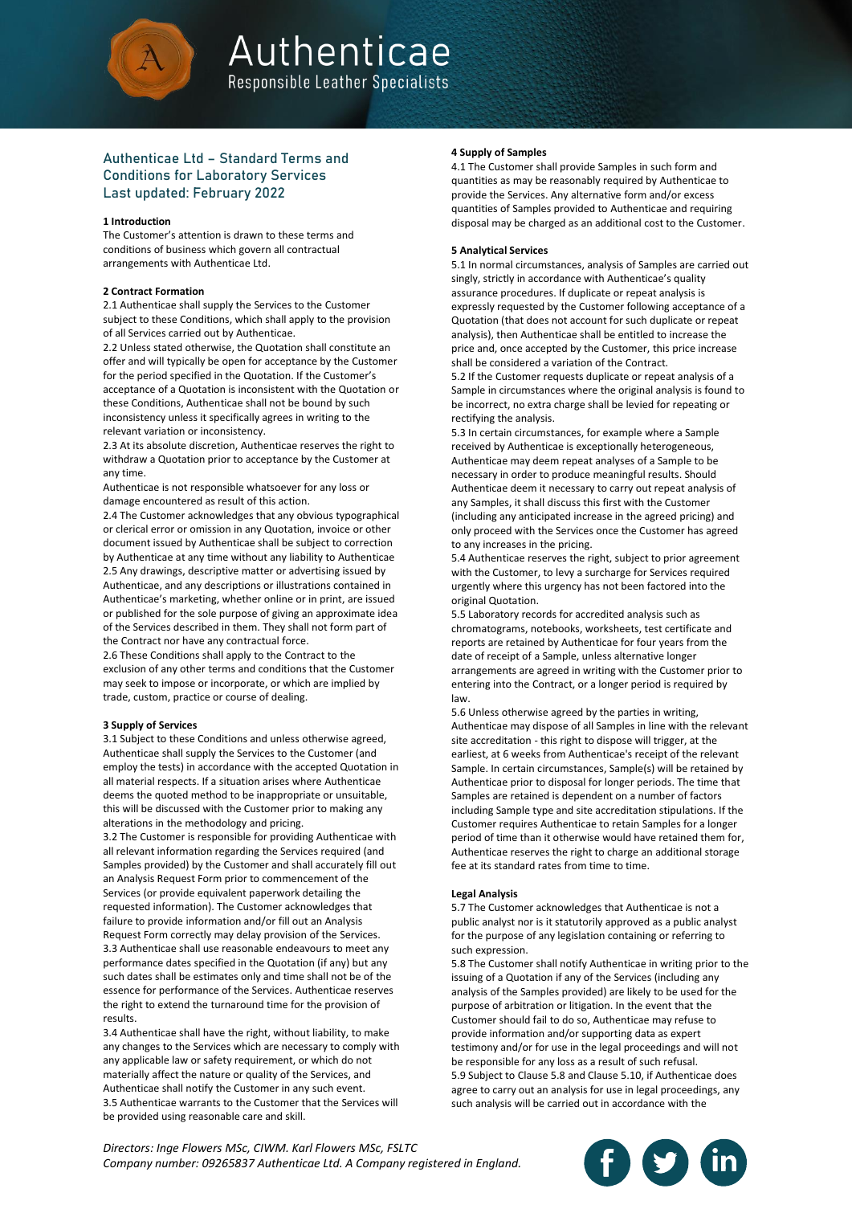# Authenticae

Responsible Leather Specialists

## Authenticae Ltd – Standard Terms and Conditions for Laboratory Services

Last updated: February 2022

### 1 Introduction

The Customer's attention is drawn to these terms and conditions of business which govern all contractual arrangements with Authenticae Ltd.

### 2 Contract Formation

2.1 Authenticae shall supply the Services to the Customer subject to these Conditions, which shall apply to the provision of all Services carried out by Authenticae.

2.2 Unless stated otherwise, the Quotation shall constitute an offer and will typically be open for acceptance by the Customer for the period specified in the Quotation. If the Customer's acceptance of a Quotation is inconsistent with the Quotation or these Conditions, Authenticae shall not be bound by such inconsistency unless it specifically agrees in writing to the relevant variation or inconsistency.

2.3 At its absolute discretion, Authenticae reserves the right to withdraw a Quotation prior to acceptance by the Customer at any time.

Authenticae is not responsible whatsoever for any loss or damage encountered as result of this action.

2.4 The Customer acknowledges that any obvious typographical or clerical error or omission in any Quotation, invoice or other document issued by Authenticae shall be subject to correction by Authenticae at any time without any liability to Authenticae

2.5 Any drawings, descriptive matter or advertising issued by Authenticae, and any descriptions or illustrations contained in Authenticae's marketing, whether online or in print, are issued or published for the sole purpose of giving an approximate idea of the Services described in them. They shall not form part of the Contract nor have any contractual force.

2.6 These Conditions shall apply to the Contract to the exclusion of any other terms and conditions that the Customer may seek to impose or incorporate, or which are implied by trade, custom, practice or course of dealing.

### 3 Supply of Services

3.1 Subject to these Conditions and unless otherwise agreed, Authenticae shall supply the Services to the Customer (and employ the tests) in accordance with the accepted Quotation in all material respects. If a situation arises where Authenticae deems the quoted method to be inappropriate or unsuitable, this will be discussed with the Customer prior to making any alterations in the methodology and pricing.

3.2 The Customer is responsible for providing Authenticae with all relevant information regarding the Services required (and Samples provided) by the Customer and shall accurately fill out an Analysis Request Form prior to commencement of the Services (or provide equivalent paperwork detailing the requested information). The Customer acknowledges that failure to provide information and/or fill out an Analysis Request Form correctly may delay provision of the Services.

3.3 Authenticae shall use reasonable endeavours to meet any performance dates specified in the Quotation (if any) but any such dates shall be estimates only and time shall not be of the essence for performance of the Services. Authenticae reserves the right to extend the turnaround time for the provision of results.

3.4 Authenticae shall have the right, without liability, to make any changes to the Services which are necessary to comply with any applicable law or safety requirement, or which do not materially affect the nature or quality of the Services, and Authenticae shall notify the Customer in any such event.

3.5 Authenticae warrants to the Customer that the Services will be provided using reasonable care and skill.

### 4 Supply of Samples

4.1 The Customer shall provide Samples in such form and quantities as may be reasonably required by Authenticae to provide the Services. Any alternative form and/or excess quantities of Samples provided to Authenticae and requiring disposal may be charged as an additional cost to the Customer.

### 5 Analytical Services

5.1 In normal circumstances, analysis of Samples are carried out singly, strictly in accordance with Authenticae's quality assurance procedures. If duplicate or repeat analysis is expressly requested by the Customer following acceptance of a Quotation (that does not account for such duplicate or repeat analysis), then Authenticae shall be entitled to increase the price and, once accepted by the Customer, this price increase shall be considered a variation of the Contract.

5.2 If the Customer requests duplicate or repeat analysis of a Sample in circumstances where the original analysis is found to be incorrect, no extra charge shall be levied for repeating or rectifying the analysis.

5.3 In certain circumstances, for example where a Sample received by Authenticae is exceptionally heterogeneous, Authenticae may deem repeat analyses of a Sample to be necessary in order to produce meaningful results. Should Authenticae deem it necessary to carry out repeat analysis of any Samples, it shall discuss this first with the Customer (including any anticipated increase in the agreed pricing) and only proceed with the Services once the Customer has agreed to any increases in the pricing.

5.4 Authenticae reserves the right, subject to prior agreement with the Customer, to levy a surcharge for Services required urgently where this urgency has not been factored into the original Quotation.

5.5 Laboratory records for accredited analysis such as chromatograms, notebooks, worksheets, test certificate and reports are retained by Authenticae for four years from the date of receipt of a Sample, unless alternative longer arrangements are agreed in writing with the Customer prior to entering into the Contract, or a longer period is required by law.

5.6 Unless otherwise agreed by the parties in writing, Authenticae may dispose of all Samples in line with the relevant site accreditation - this right to dispose will trigger, at the earliest, at 6 weeks from Authenticae's receipt of the relevant Sample. In certain circumstances, Sample(s) will be retained by Authenticae prior to disposal for longer periods. The time that Samples are retained is dependent on a number of factors including Sample type and site accreditation stipulations. If the Customer requires Authenticae to retain Samples for a longer period of time than it otherwise would have retained them for, Authenticae reserves the right to charge an additional storage fee at its standard rates from time to time.

#### Legal Analysis

5.7 The Customer acknowledges that Authenticae is not a public analyst nor is it statutorily approved as a public analyst for the purpose of any legislation containing or referring to such expression.

5.8 The Customer shall notify Authenticae in writing prior to the issuing of a Quotation if any of the Services (including any analysis of the Samples provided) are likely to be used for the purpose of arbitration or litigation. In the event that the Customer should fail to do so, Authenticae may refuse to provide information and/or supporting data as expert testimony and/or for use in the legal proceedings and will not be responsible for any loss as a result of such refusal.

5.9 Subject to Clause 5.8 and Clause 5.10, if Authenticae does agree to carry out an analysis for use in legal proceedings, any such analysis will be carried out in accordance with the

*Directors: Inge Flowers MSc, CIWM. Karl Flowers MSc, FSLTC*
*Company number: 09265837 Authenticae Ltd. A Company registered in England.*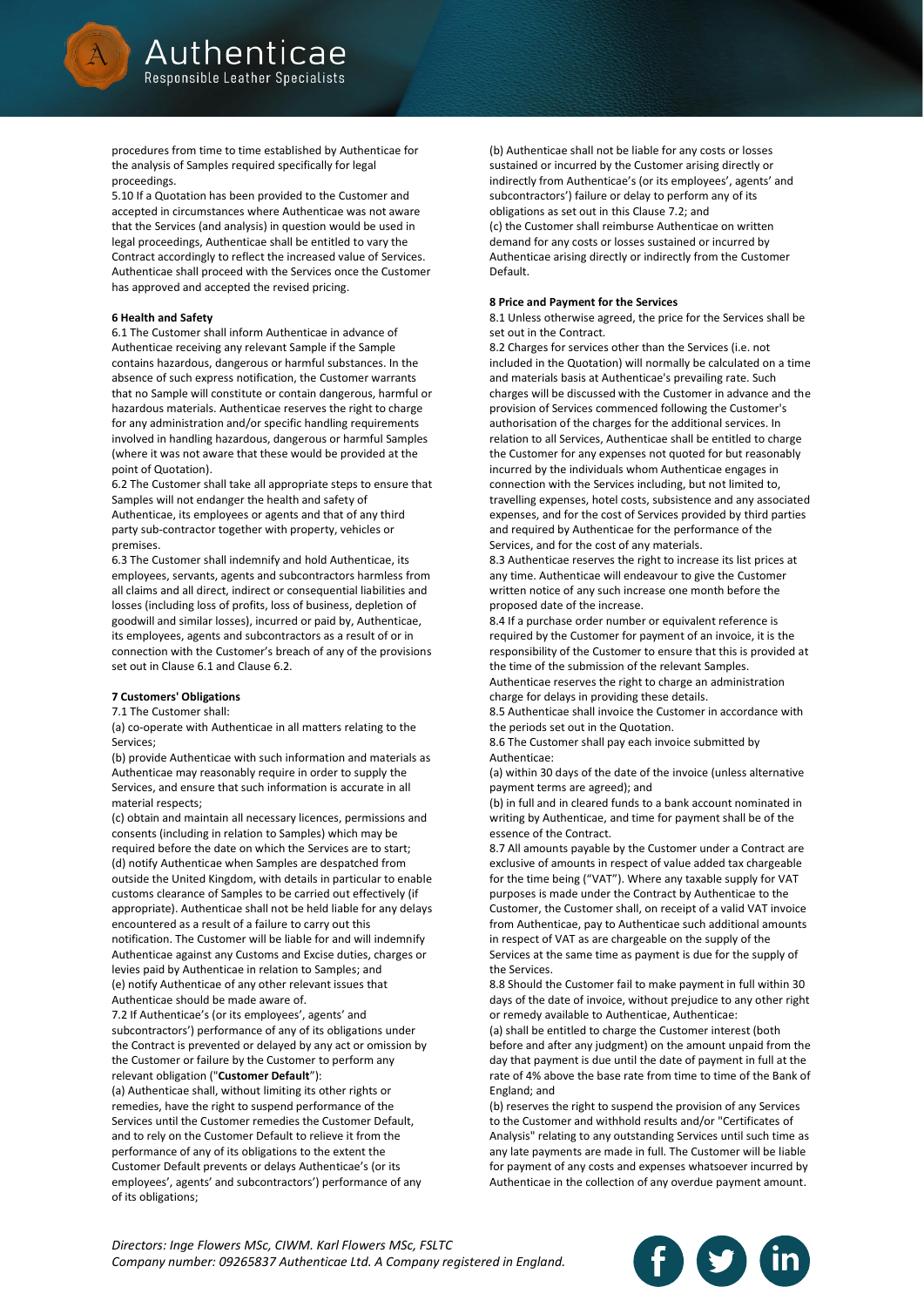procedures from time to time established by Authenticae for the analysis of Samples required specifically for legal proceedings.

5.10 If a Quotation has been provided to the Customer and accepted in circumstances where Authenticae was not aware that the Services (and analysis) in question would be used in legal proceedings, Authenticae shall be entitled to vary the Contract accordingly to reflect the increased value of Services. Authenticae shall proceed with the Services once the Customer has approved and accepted the revised pricing.

**6 Health and Safety**

6.1 The Customer shall inform Authenticae in advance of Authenticae receiving any relevant Sample if the Sample contains hazardous, dangerous or harmful substances. In the absence of such express notification, the Customer warrants that no Sample will constitute or contain dangerous, harmful or hazardous materials. Authenticae reserves the right to charge for any administration and/or specific handling requirements involved in handling hazardous, dangerous or harmful Samples (where it was not aware that these would be provided at the point of Quotation).

6.2 The Customer shall take all appropriate steps to ensure that Samples will not endanger the health and safety of Authenticae, its employees or agents and that of any third party sub-contractor together with property, vehicles or premises.

6.3 The Customer shall indemnify and hold Authenticae, its employees, servants, agents and subcontractors harmless from all claims and all direct, indirect or consequential liabilities and losses (including loss of profits, loss of business, depletion of goodwill and similar losses), incurred or paid by, Authenticae, its employees, agents and subcontractors as a result of or in connection with the Customer's breach of any of the provisions set out in Clause 6.1 and Clause 6.2.

**7 Customers' Obligations**

7.1 The Customer shall:

(a) co-operate with Authenticae in all matters relating to the Services;

(b) provide Authenticae with such information and materials as Authenticae may reasonably require in order to supply the Services, and ensure that such information is accurate in all material respects;

(c) obtain and maintain all necessary licences, permissions and consents (including in relation to Samples) which may be required before the date on which the Services are to start;

(d) notify Authenticae when Samples are despatched from outside the United Kingdom, with details in particular to enable customs clearance of Samples to be carried out effectively (if appropriate). Authenticae shall not be held liable for any delays encountered as a result of a failure to carry out this notification. The Customer will be liable for and will indemnify Authenticae against any Customs and Excise duties, charges or levies paid by Authenticae in relation to Samples; and

(e) notify Authenticae of any other relevant issues that Authenticae should be made aware of.

7.2 If Authenticae's (or its employees', agents' and subcontractors') performance of any of its obligations under the Contract is prevented or delayed by any act or omission by the Customer or failure by the Customer to perform any relevant obligation ("**Customer Default**"):

(a) Authenticae shall, without limiting its other rights or remedies, have the right to suspend performance of the Services until the Customer remedies the Customer Default, and to rely on the Customer Default to relieve it from the performance of any of its obligations to the extent the Customer Default prevents or delays Authenticae's (or its employees', agents' and subcontractors') performance of any of its obligations;

(b) Authenticae shall not be liable for any costs or losses sustained or incurred by the Customer arising directly or indirectly from Authenticae's (or its employees', agents' and subcontractors') failure or delay to perform any of its obligations as set out in this Clause 7.2; and

(c) the Customer shall reimburse Authenticae on written demand for any costs or losses sustained or incurred by Authenticae arising directly or indirectly from the Customer Default.

**8 Price and Payment for the Services**

8.1 Unless otherwise agreed, the price for the Services shall be set out in the Contract.

8.2 Charges for services other than the Services (i.e. not included in the Quotation) will normally be calculated on a time and materials basis at Authenticae's prevailing rate. Such charges will be discussed with the Customer in advance and the provision of Services commenced following the Customer's authorisation of the charges for the additional services. In relation to all Services, Authenticae shall be entitled to charge the Customer for any expenses not quoted for but reasonably incurred by the individuals whom Authenticae engages in connection with the Services including, but not limited to, travelling expenses, hotel costs, subsistence and any associated expenses, and for the cost of Services provided by third parties and required by Authenticae for the performance of the Services, and for the cost of any materials.

8.3 Authenticae reserves the right to increase its list prices at any time. Authenticae will endeavour to give the Customer written notice of any such increase one month before the proposed date of the increase.

8.4 If a purchase order number or equivalent reference is required by the Customer for payment of an invoice, it is the responsibility of the Customer to ensure that this is provided at the time of the submission of the relevant Samples. Authenticae reserves the right to charge an administration charge for delays in providing these details.

8.5 Authenticae shall invoice the Customer in accordance with the periods set out in the Quotation.

8.6 The Customer shall pay each invoice submitted by Authenticae:

(a) within 30 days of the date of the invoice (unless alternative payment terms are agreed); and

(b) in full and in cleared funds to a bank account nominated in writing by Authenticae, and time for payment shall be of the essence of the Contract.

8.7 All amounts payable by the Customer under a Contract are exclusive of amounts in respect of value added tax chargeable for the time being ("VAT"). Where any taxable supply for VAT purposes is made under the Contract by Authenticae to the Customer, the Customer shall, on receipt of a valid VAT invoice from Authenticae, pay to Authenticae such additional amounts in respect of VAT as are chargeable on the supply of the Services at the same time as payment is due for the supply of the Services.

8.8 Should the Customer fail to make payment in full within 30 days of the date of invoice, without prejudice to any other right or remedy available to Authenticae, Authenticae:

(a) shall be entitled to charge the Customer interest (both before and after any judgment) on the amount unpaid from the day that payment is due until the date of payment in full at the rate of 4% above the base rate from time to time of the Bank of England; and

(b) reserves the right to suspend the provision of any Services to the Customer and withhold results and/or "Certificates of Analysis" relating to any outstanding Services until such time as any late payments are made in full. The Customer will be liable for payment of any costs and expenses whatsoever incurred by Authenticae in the collection of any overdue payment amount.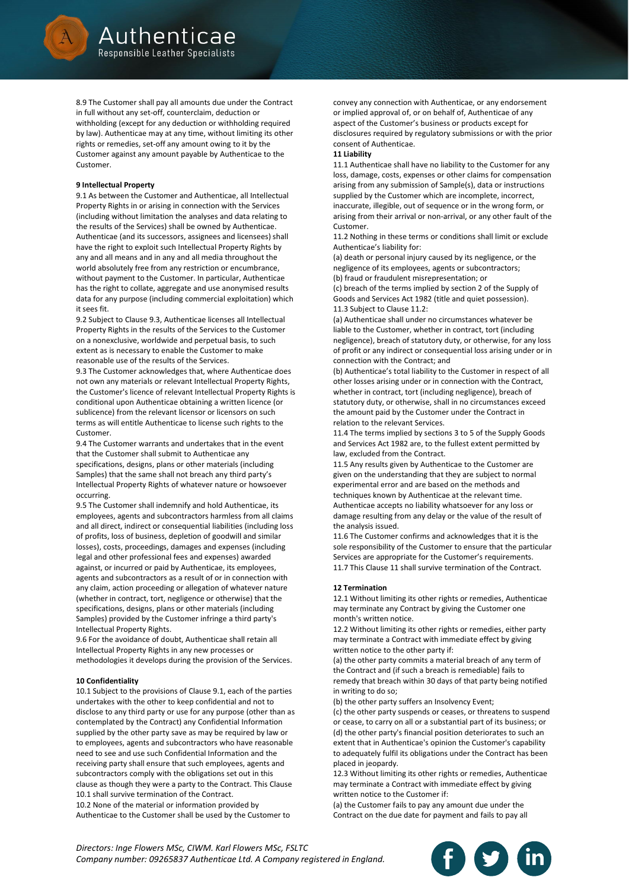8.9 The Customer shall pay all amounts due under the Contract in full without any set-off, counterclaim, deduction or withholding (except for any deduction or withholding required by law). Authenticae may at any time, without limiting its other rights or remedies, set-off any amount owing to it by the Customer against any amount payable by Authenticae to the Customer.

**9 Intellectual Property**

9.1 As between the Customer and Authenticae, all Intellectual Property Rights in or arising in connection with the Services (including without limitation the analyses and data relating to the results of the Services) shall be owned by Authenticae. Authenticae (and its successors, assignees and licensees) shall have the right to exploit such Intellectual Property Rights by any and all means and in any and all media throughout the world absolutely free from any restriction or encumbrance, without payment to the Customer. In particular, Authenticae has the right to collate, aggregate and use anonymised results data for any purpose (including commercial exploitation) which it sees fit.

9.2 Subject to Clause 9.3, Authenticae licenses all Intellectual Property Rights in the results of the Services to the Customer on a nonexclusive, worldwide and perpetual basis, to such extent as is necessary to enable the Customer to make reasonable use of the results of the Services.

9.3 The Customer acknowledges that, where Authenticae does not own any materials or relevant Intellectual Property Rights, the Customer's licence of relevant Intellectual Property Rights is conditional upon Authenticae obtaining a written licence (or sublicence) from the relevant licensor or licensors on such terms as will entitle Authenticae to license such rights to the Customer.

9.4 The Customer warrants and undertakes that in the event that the Customer shall submit to Authenticae any specifications, designs, plans or other materials (including Samples) that the same shall not breach any third party's Intellectual Property Rights of whatever nature or howsoever occurring.

9.5 The Customer shall indemnify and hold Authenticae, its employees, agents and subcontractors harmless from all claims and all direct, indirect or consequential liabilities (including loss of profits, loss of business, depletion of goodwill and similar losses), costs, proceedings, damages and expenses (including legal and other professional fees and expenses) awarded against, or incurred or paid by Authenticae, its employees, agents and subcontractors as a result of or in connection with any claim, action proceeding or allegation of whatever nature (whether in contract, tort, negligence or otherwise) that the specifications, designs, plans or other materials (including Samples) provided by the Customer infringe a third party's Intellectual Property Rights.

9.6 For the avoidance of doubt, Authenticae shall retain all Intellectual Property Rights in any new processes or methodologies it develops during the provision of the Services.

**10 Confidentiality**

10.1 Subject to the provisions of Clause 9.1, each of the parties undertakes with the other to keep confidential and not to disclose to any third party or use for any purpose (other than as contemplated by the Contract) any Confidential Information supplied by the other party save as may be required by law or to employees, agents and subcontractors who have reasonable need to see and use such Confidential Information and the receiving party shall ensure that such employees, agents and subcontractors comply with the obligations set out in this clause as though they were a party to the Contract. This Clause 10.1 shall survive termination of the Contract.

10.2 None of the material or information provided by Authenticae to the Customer shall be used by the Customer to convey any connection with Authenticae, or any endorsement or implied approval of, or on behalf of, Authenticae of any aspect of the Customer's business or products except for disclosures required by regulatory submissions or with the prior consent of Authenticae.

**11 Liability**

11.1 Authenticae shall have no liability to the Customer for any loss, damage, costs, expenses or other claims for compensation arising from any submission of Sample(s), data or instructions supplied by the Customer which are incomplete, incorrect, inaccurate, illegible, out of sequence or in the wrong form, or arising from their arrival or non-arrival, or any other fault of the Customer.

11.2 Nothing in these terms or conditions shall limit or exclude Authenticae's liability for:

(a) death or personal injury caused by its negligence, or the negligence of its employees, agents or subcontractors;

(b) fraud or fraudulent misrepresentation; or

(c) breach of the terms implied by section 2 of the Supply of Goods and Services Act 1982 (title and quiet possession).

11.3 Subject to Clause 11.2:

(a) Authenticae shall under no circumstances whatever be liable to the Customer, whether in contract, tort (including negligence), breach of statutory duty, or otherwise, for any loss of profit or any indirect or consequential loss arising under or in connection with the Contract; and

(b) Authenticae's total liability to the Customer in respect of all other losses arising under or in connection with the Contract, whether in contract, tort (including negligence), breach of statutory duty, or otherwise, shall in no circumstances exceed the amount paid by the Customer under the Contract in relation to the relevant Services.

11.4 The terms implied by sections 3 to 5 of the Supply Goods and Services Act 1982 are, to the fullest extent permitted by law, excluded from the Contract.

11.5 Any results given by Authenticae to the Customer are given on the understanding that they are subject to normal experimental error and are based on the methods and techniques known by Authenticae at the relevant time. Authenticae accepts no liability whatsoever for any loss or damage resulting from any delay or the value of the result of the analysis issued.

11.6 The Customer confirms and acknowledges that it is the sole responsibility of the Customer to ensure that the particular Services are appropriate for the Customer's requirements.

11.7 This Clause 11 shall survive termination of the Contract.

**12 Termination**

12.1 Without limiting its other rights or remedies, Authenticae may terminate any Contract by giving the Customer one month's written notice.

12.2 Without limiting its other rights or remedies, either party may terminate a Contract with immediate effect by giving written notice to the other party if:

(a) the other party commits a material breach of any term of the Contract and (if such a breach is remediable) fails to remedy that breach within 30 days of that party being notified in writing to do so;

(b) the other party suffers an Insolvency Event;

(c) the other party suspends or ceases, or threatens to suspend or cease, to carry on all or a substantial part of its business; or

(d) the other party's financial position deteriorates to such an extent that in Authenticae's opinion the Customer's capability to adequately fulfil its obligations under the Contract has been placed in jeopardy.

12.3 Without limiting its other rights or remedies, Authenticae may terminate a Contract with immediate effect by giving written notice to the Customer if:

(a) the Customer fails to pay any amount due under the Contract on the due date for payment and fails to pay all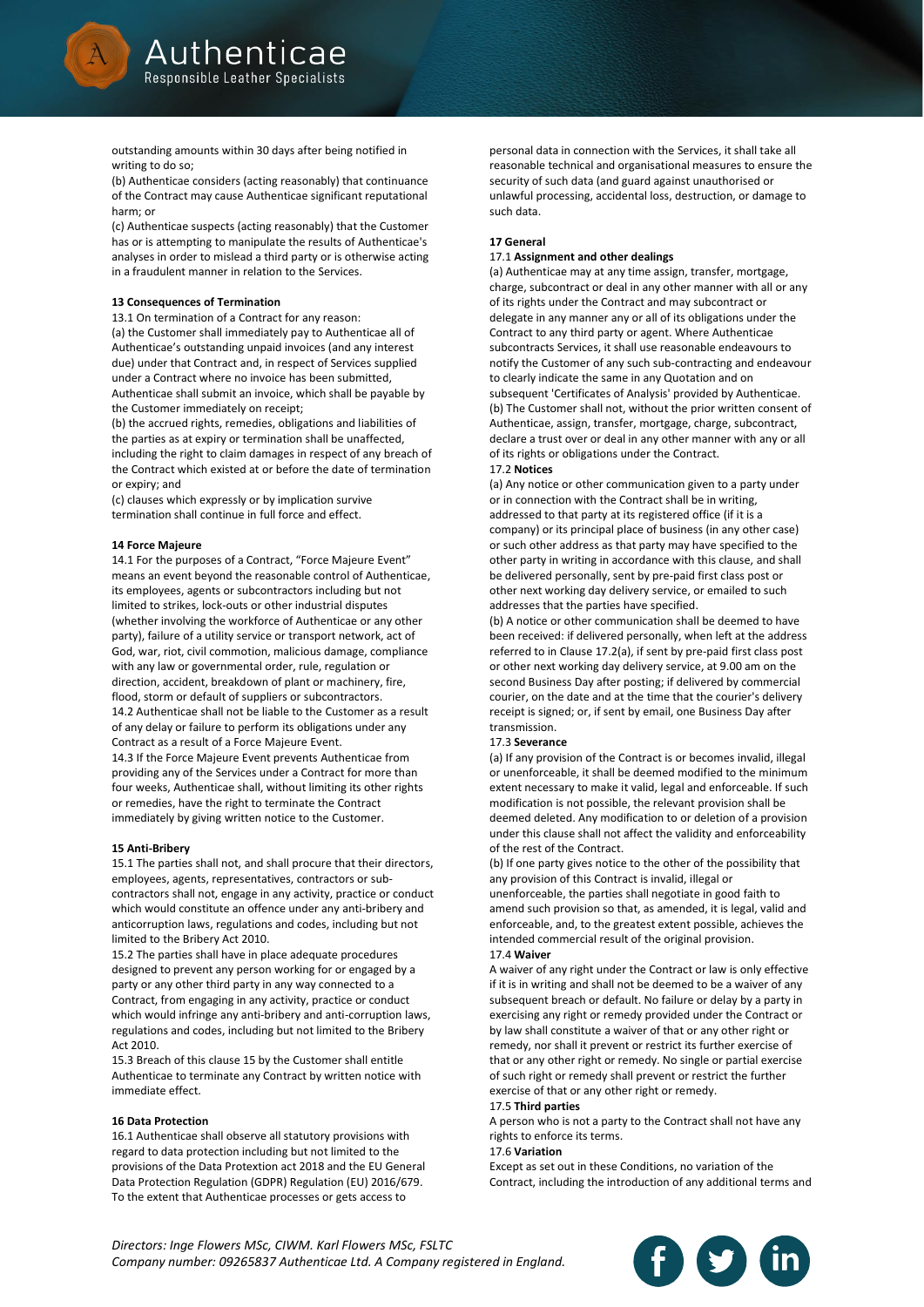outstanding amounts within 30 days after being notified in writing to do so;

(b) Authenticae considers (acting reasonably) that continuance of the Contract may cause Authenticae significant reputational harm; or

(c) Authenticae suspects (acting reasonably) that the Customer has or is attempting to manipulate the results of Authenticae's analyses in order to mislead a third party or is otherwise acting in a fraudulent manner in relation to the Services.

**13 Consequences of Termination**

13.1 On termination of a Contract for any reason:

(a) the Customer shall immediately pay to Authenticae all of Authenticae's outstanding unpaid invoices (and any interest due) under that Contract and, in respect of Services supplied under a Contract where no invoice has been submitted, Authenticae shall submit an invoice, which shall be payable by the Customer immediately on receipt;

(b) the accrued rights, remedies, obligations and liabilities of the parties as at expiry or termination shall be unaffected, including the right to claim damages in respect of any breach of the Contract which existed at or before the date of termination or expiry; and

(c) clauses which expressly or by implication survive termination shall continue in full force and effect.

**14 Force Majeure**

14.1 For the purposes of a Contract, "Force Majeure Event" means an event beyond the reasonable control of Authenticae, its employees, agents or subcontractors including but not limited to strikes, lock-outs or other industrial disputes (whether involving the workforce of Authenticae or any other party), failure of a utility service or transport network, act of God, war, riot, civil commotion, malicious damage, compliance with any law or governmental order, rule, regulation or direction, accident, breakdown of plant or machinery, fire, flood, storm or default of suppliers or subcontractors.

14.2 Authenticae shall not be liable to the Customer as a result of any delay or failure to perform its obligations under any Contract as a result of a Force Majeure Event.

14.3 If the Force Majeure Event prevents Authenticae from providing any of the Services under a Contract for more than four weeks, Authenticae shall, without limiting its other rights or remedies, have the right to terminate the Contract immediately by giving written notice to the Customer.

**15 Anti-Bribery**

15.1 The parties shall not, and shall procure that their directors, employees, agents, representatives, contractors or sub-contractors shall not, engage in any activity, practice or conduct which would constitute an offence under any anti-bribery and anticorruption laws, regulations and codes, including but not limited to the Bribery Act 2010.

15.2 The parties shall have in place adequate procedures designed to prevent any person working for or engaged by a party or any other third party in any way connected to a Contract, from engaging in any activity, practice or conduct which would infringe any anti-bribery and anti-corruption laws, regulations and codes, including but not limited to the Bribery Act 2010.

15.3 Breach of this clause 15 by the Customer shall entitle Authenticae to terminate any Contract by written notice with immediate effect.

**16 Data Protection**

16.1 Authenticae shall observe all statutory provisions with regard to data protection including but not limited to the provisions of the Data Protextion act 2018 and the EU General Data Protection Regulation (GDPR) Regulation (EU) 2016/679. To the extent that Authenticae processes or gets access to personal data in connection with the Services, it shall take all reasonable technical and organisational measures to ensure the security of such data (and guard against unauthorised or unlawful processing, accidental loss, destruction, or damage to such data.

**17 General**

17.1 **Assignment and other dealings**

(a) Authenticae may at any time assign, transfer, mortgage, charge, subcontract or deal in any other manner with all or any of its rights under the Contract and may subcontract or delegate in any manner any or all of its obligations under the Contract to any third party or agent. Where Authenticae subcontracts Services, it shall use reasonable endeavours to notify the Customer of any such sub-contracting and endeavour to clearly indicate the same in any Quotation and on subsequent 'Certificates of Analysis' provided by Authenticae.

(b) The Customer shall not, without the prior written consent of Authenticae, assign, transfer, mortgage, charge, subcontract, declare a trust over or deal in any other manner with any or all of its rights or obligations under the Contract.

17.2 **Notices**

(a) Any notice or other communication given to a party under or in connection with the Contract shall be in writing, addressed to that party at its registered office (if it is a company) or its principal place of business (in any other case) or such other address as that party may have specified to the other party in writing in accordance with this clause, and shall be delivered personally, sent by pre-paid first class post or other next working day delivery service, or emailed to such addresses that the parties have specified.

(b) A notice or other communication shall be deemed to have been received: if delivered personally, when left at the address referred to in Clause 17.2(a), if sent by pre-paid first class post or other next working day delivery service, at 9.00 am on the second Business Day after posting; if delivered by commercial courier, on the date and at the time that the courier's delivery receipt is signed; or, if sent by email, one Business Day after transmission.

17.3 **Severance**

(a) If any provision of the Contract is or becomes invalid, illegal or unenforceable, it shall be deemed modified to the minimum extent necessary to make it valid, legal and enforceable. If such modification is not possible, the relevant provision shall be deemed deleted. Any modification to or deletion of a provision under this clause shall not affect the validity and enforceability of the rest of the Contract.

(b) If one party gives notice to the other of the possibility that any provision of this Contract is invalid, illegal or unenforceable, the parties shall negotiate in good faith to amend such provision so that, as amended, it is legal, valid and enforceable, and, to the greatest extent possible, achieves the intended commercial result of the original provision.

17.4 **Waiver**

A waiver of any right under the Contract or law is only effective if it is in writing and shall not be deemed to be a waiver of any subsequent breach or default. No failure or delay by a party in exercising any right or remedy provided under the Contract or by law shall constitute a waiver of that or any other right or remedy, nor shall it prevent or restrict its further exercise of that or any other right or remedy. No single or partial exercise of such right or remedy shall prevent or restrict the further exercise of that or any other right or remedy.

17.5 **Third parties**

A person who is not a party to the Contract shall not have any rights to enforce its terms.

17.6 **Variation**

Except as set out in these Conditions, no variation of the Contract, including the introduction of any additional terms and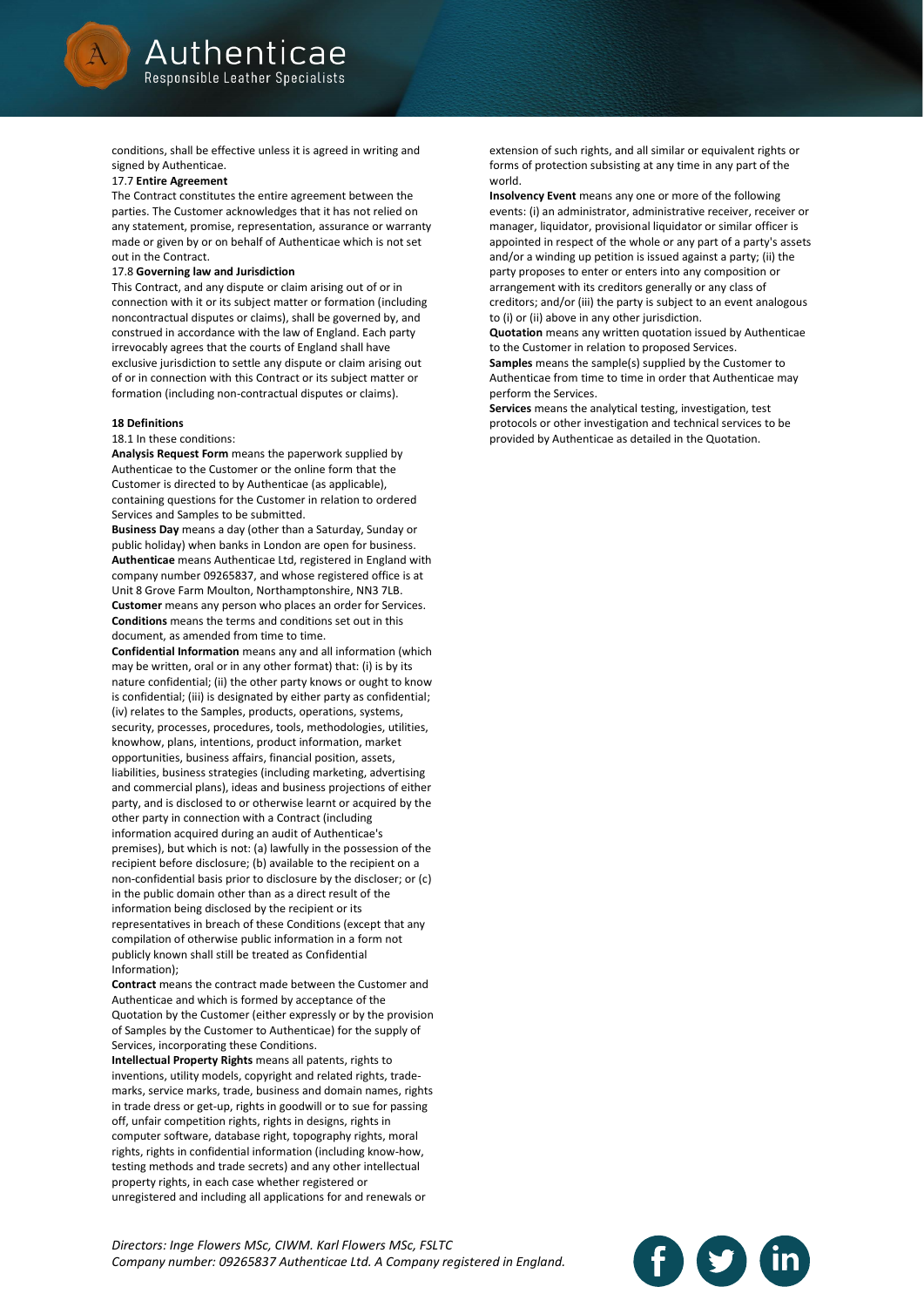conditions, shall be effective unless it is agreed in writing and signed by Authenticae.

17.7 **Entire Agreement**

The Contract constitutes the entire agreement between the parties. The Customer acknowledges that it has not relied on any statement, promise, representation, assurance or warranty made or given by or on behalf of Authenticae which is not set out in the Contract.

17.8 **Governing law and Jurisdiction**

This Contract, and any dispute or claim arising out of or in connection with it or its subject matter or formation (including noncontractual disputes or claims), shall be governed by, and construed in accordance with the law of England. Each party irrevocably agrees that the courts of England shall have exclusive jurisdiction to settle any dispute or claim arising out of or in connection with this Contract or its subject matter or formation (including non-contractual disputes or claims).

**18 Definitions**

18.1 In these conditions:

**Analysis Request Form** means the paperwork supplied by Authenticae to the Customer or the online form that the Customer is directed to by Authenticae (as applicable), containing questions for the Customer in relation to ordered Services and Samples to be submitted.

**Business Day** means a day (other than a Saturday, Sunday or public holiday) when banks in London are open for business.

**Authenticae** means Authenticae Ltd, registered in England with company number 09265837, and whose registered office is at Unit 8 Grove Farm Moulton, Northamptonshire, NN3 7LB.

**Customer** means any person who places an order for Services.

**Conditions** means the terms and conditions set out in this document, as amended from time to time.

**Confidential Information** means any and all information (which may be written, oral or in any other format) that: (i) is by its nature confidential; (ii) the other party knows or ought to know is confidential; (iii) is designated by either party as confidential; (iv) relates to the Samples, products, operations, systems, security, processes, procedures, tools, methodologies, utilities, knowhow, plans, intentions, product information, market opportunities, business affairs, financial position, assets, liabilities, business strategies (including marketing, advertising and commercial plans), ideas and business projections of either party, and is disclosed to or otherwise learnt or acquired by the other party in connection with a Contract (including information acquired during an audit of Authenticae's premises), but which is not: (a) lawfully in the possession of the recipient before disclosure; (b) available to the recipient on a non-confidential basis prior to disclosure by the discloser; or (c) in the public domain other than as a direct result of the information being disclosed by the recipient or its representatives in breach of these Conditions (except that any compilation of otherwise public information in a form not publicly known shall still be treated as Confidential Information);

**Contract** means the contract made between the Customer and Authenticae and which is formed by acceptance of the Quotation by the Customer (either expressly or by the provision of Samples by the Customer to Authenticae) for the supply of Services, incorporating these Conditions.

**Intellectual Property Rights** means all patents, rights to inventions, utility models, copyright and related rights, trademarks, service marks, trade, business and domain names, rights in trade dress or get-up, rights in goodwill or to sue for passing off, unfair competition rights, rights in designs, rights in computer software, database right, topography rights, moral rights, rights in confidential information (including know-how, testing methods and trade secrets) and any other intellectual property rights, in each case whether registered or unregistered and including all applications for and renewals or extension of such rights, and all similar or equivalent rights or forms of protection subsisting at any time in any part of the world.

**Insolvency Event** means any one or more of the following events: (i) an administrator, administrative receiver, receiver or manager, liquidator, provisional liquidator or similar officer is appointed in respect of the whole or any part of a party's assets and/or a winding up petition is issued against a party; (ii) the party proposes to enter or enters into any composition or arrangement with its creditors generally or any class of creditors; and/or (iii) the party is subject to an event analogous to (i) or (ii) above in any other jurisdiction.

**Quotation** means any written quotation issued by Authenticae to the Customer in relation to proposed Services.

**Samples** means the sample(s) supplied by the Customer to Authenticae from time to time in order that Authenticae may perform the Services.

**Services** means the analytical testing, investigation, test protocols or other investigation and technical services to be provided by Authenticae as detailed in the Quotation.